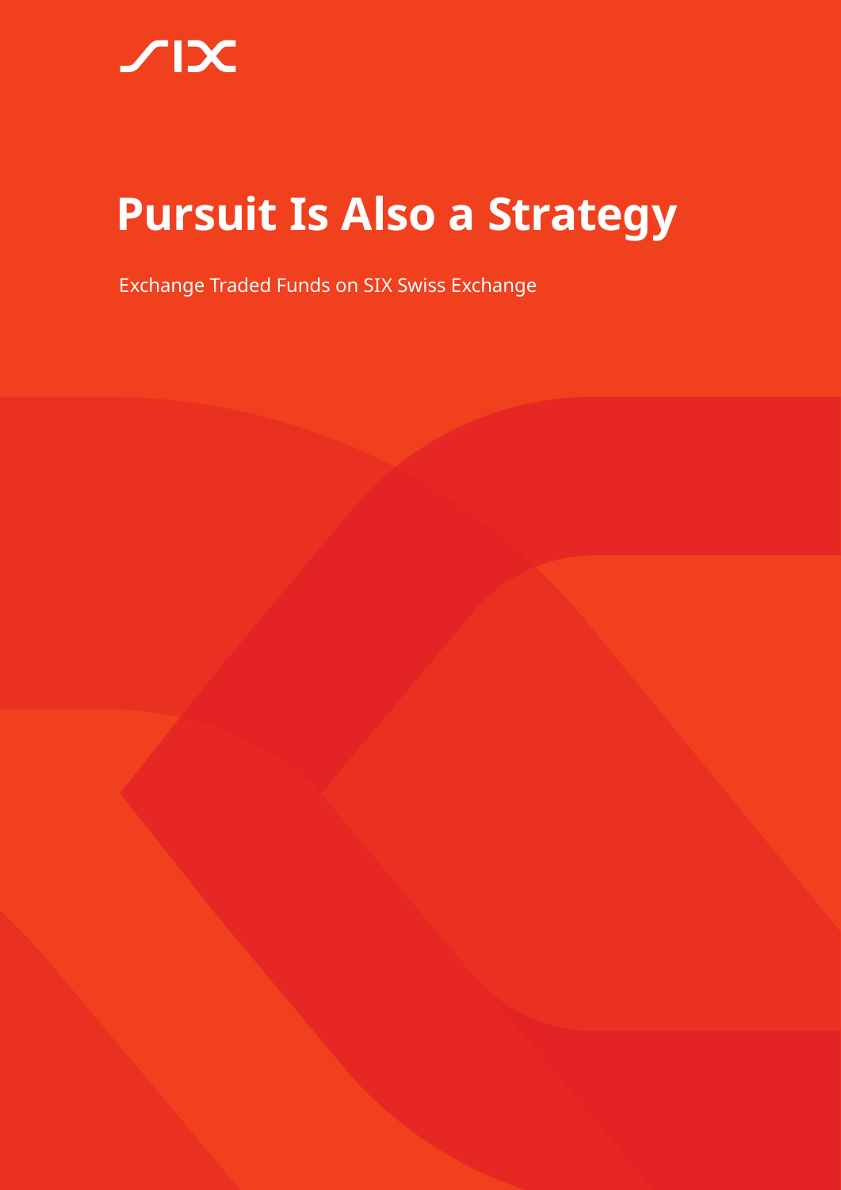SIX

# Pursuit Is Also a Strategy

Exchange Traded Funds on SIX Swiss Exchange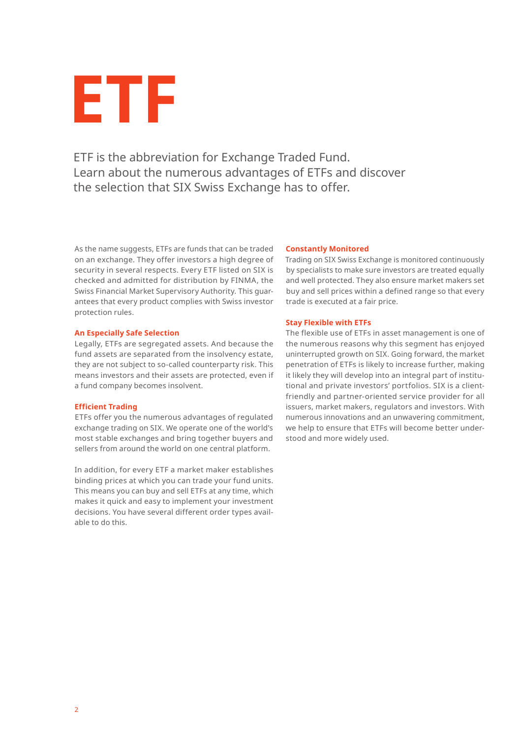# ETF

ETF is the abbreviation for Exchange Traded Fund. Learn about the numerous advantages of ETFs and discover the selection that SIX Swiss Exchange has to offer.

As the name suggests, ETFs are funds that can be traded on an exchange. They offer investors a high degree of security in several respects. Every ETF listed on SIX is checked and admitted for distribution by FINMA, the Swiss Financial Market Supervisory Authority. This guarantees that every product complies with Swiss investor protection rules.

## An Especially Safe Selection

Legally, ETFs are segregated assets. And because the fund assets are separated from the insolvency estate, they are not subject to so-called counterparty risk. This means investors and their assets are protected, even if a fund company becomes insolvent.

## Efficient Trading

ETFs offer you the numerous advantages of regulated exchange trading on SIX. We operate one of the world's most stable exchanges and bring together buyers and sellers from around the world on one central platform.

In addition, for every ETF a market maker establishes binding prices at which you can trade your fund units. This means you can buy and sell ETFs at any time, which makes it quick and easy to implement your investment decisions. You have several different order types available to do this.

## Constantly Monitored

Trading on SIX Swiss Exchange is monitored continuously by specialists to make sure investors are treated equally and well protected. They also ensure market makers set buy and sell prices within a defined range so that every trade is executed at a fair price.

## Stay Flexible with ETFs

The flexible use of ETFs in asset management is one of the numerous reasons why this segment has enjoyed uninterrupted growth on SIX. Going forward, the market penetration of ETFs is likely to increase further, making it likely they will develop into an integral part of institutional and private investors' portfolios. SIX is a client-friendly and partner-oriented service provider for all issuers, market makers, regulators and investors. With numerous innovations and an unwavering commitment, we help to ensure that ETFs will become better understood and more widely used.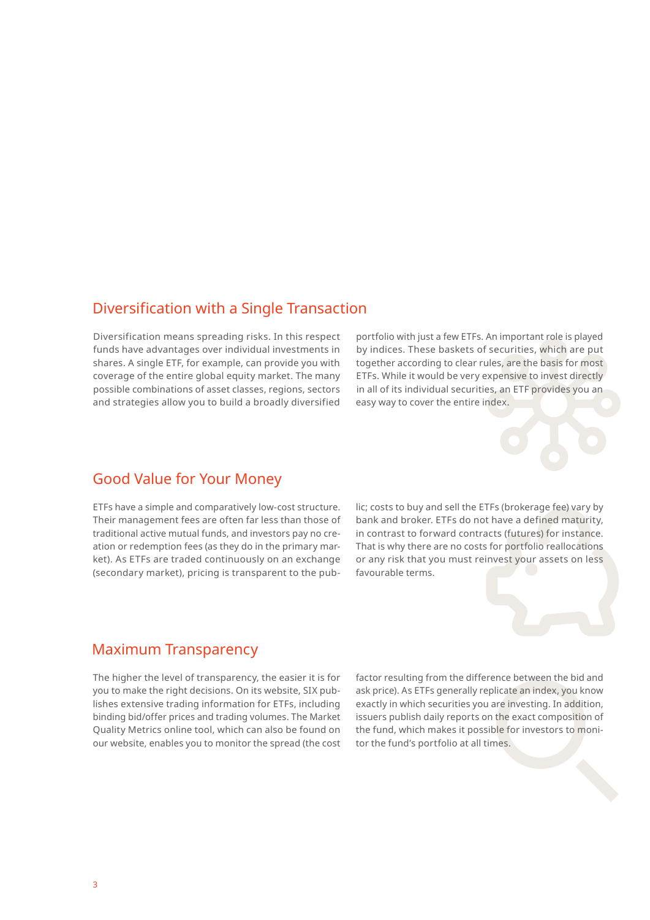## Diversification with a Single Transaction

Diversification means spreading risks. In this respect funds have advantages over individual investments in shares. A single ETF, for example, can provide you with coverage of the entire global equity market. The many possible combinations of asset classes, regions, sectors and strategies allow you to build a broadly diversified portfolio with just a few ETFs. An important role is played by indices. These baskets of securities, which are put together according to clear rules, are the basis for most ETFs. While it would be very expensive to invest directly in all of its individual securities, an ETF provides you an easy way to cover the entire index.

## Good Value for Your Money

ETFs have a simple and comparatively low-cost structure. Their management fees are often far less than those of traditional active mutual funds, and investors pay no creation or redemption fees (as they do in the primary market). As ETFs are traded continuously on an exchange (secondary market), pricing is transparent to the public; costs to buy and sell the ETFs (brokerage fee) vary by bank and broker. ETFs do not have a defined maturity, in contrast to forward contracts (futures) for instance. That is why there are no costs for portfolio reallocations or any risk that you must reinvest your assets on less favourable terms.

## Maximum Transparency

The higher the level of transparency, the easier it is for you to make the right decisions. On its website, SIX publishes extensive trading information for ETFs, including binding bid/offer prices and trading volumes. The Market Quality Metrics online tool, which can also be found on our website, enables you to monitor the spread (the cost factor resulting from the difference between the bid and ask price). As ETFs generally replicate an index, you know exactly in which securities you are investing. In addition, issuers publish daily reports on the exact composition of the fund, which makes it possible for investors to monitor the fund's portfolio at all times.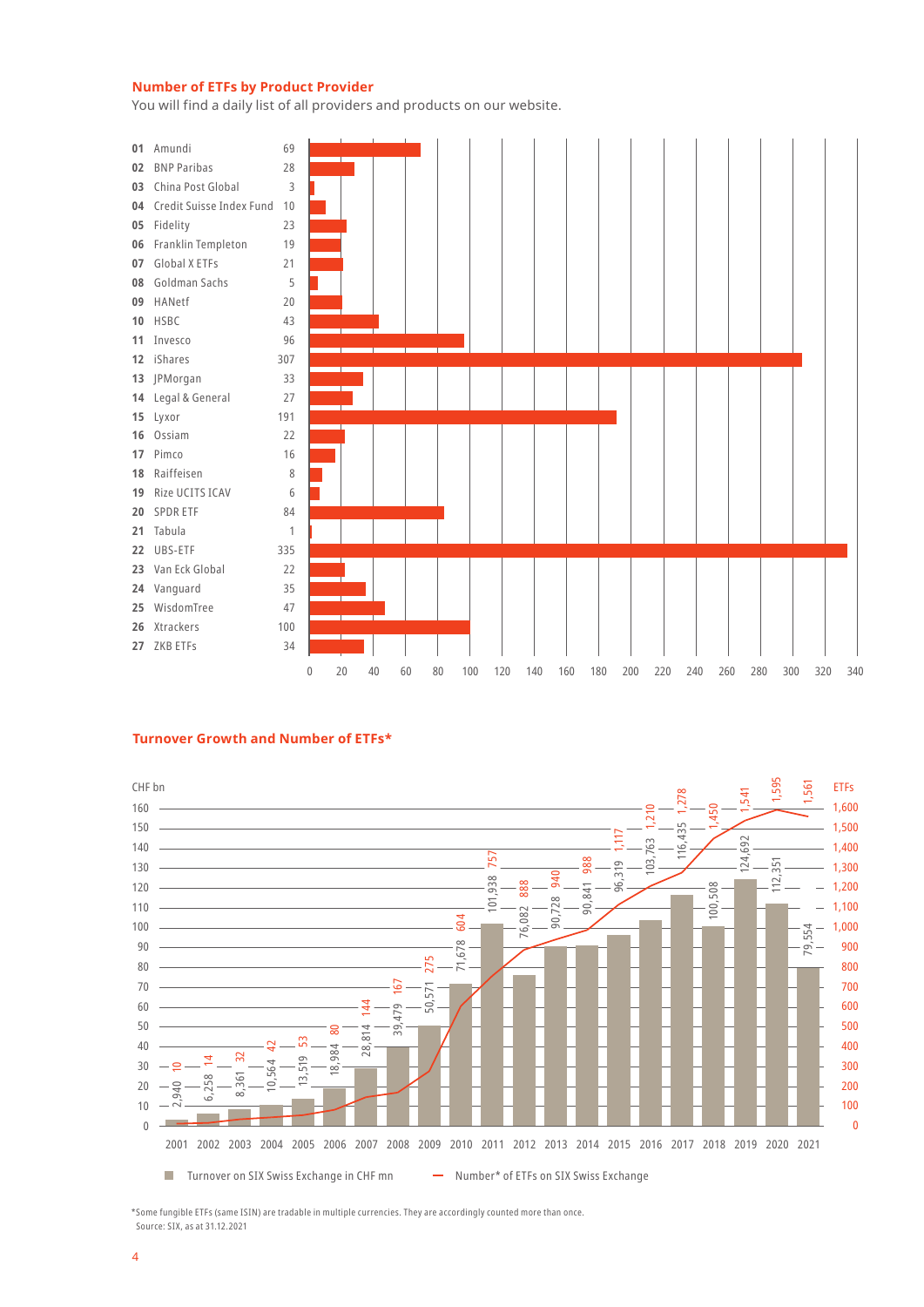## Number of ETFs by Product Provider

You will find a daily list of all providers and products on our website.

| No. | Provider | Number of ETFs |
|---|---|---|
| 01 | Amundi | 69 |
| 02 | BNP Paribas | 28 |
| 03 | China Post Global | 3 |
| 04 | Credit Suisse Index Fund | 10 |
| 05 | Fidelity | 23 |
| 06 | Franklin Templeton | 19 |
| 07 | Global X ETFs | 21 |
| 08 | Goldman Sachs | 5 |
| 09 | HANetf | 20 |
| 10 | HSBC | 43 |
| 11 | Invesco | 96 |
| 12 | iShares | 307 |
| 13 | JPMorgan | 33 |
| 14 | Legal & General | 27 |
| 15 | Lyxor | 191 |
| 16 | Ossiam | 22 |
| 17 | Pimco | 16 |
| 18 | Raiffeisen | 8 |
| 19 | Rize UCITS ICAV | 6 |
| 20 | SPDR ETF | 84 |
| 21 | Tabula | 1 |
| 22 | UBS-ETF | 335 |
| 23 | Van Eck Global | 22 |
| 24 | Vanguard | 35 |
| 25 | WisdomTree | 47 |
| 26 | Xtrackers | 100 |
| 27 | ZKB ETFs | 34 |

## Turnover Growth and Number of ETFs*

| Year | Turnover on SIX Swiss Exchange in CHF mn | Number* of ETFs on SIX Swiss Exchange |
|---|---|---|
| 2001 | 2,940 | 10 |
| 2002 | 6,258 | 14 |
| 2003 | 8,361 | 32 |
| 2004 | 10,564 | 42 |
| 2005 | 13,519 | 53 |
| 2006 | 18,984 | 80 |
| 2007 | 28,814 | 144 |
| 2008 | 39,479 | 167 |
| 2009 | 50,571 | 275 |
| 2010 | 71,678 | 604 |
| 2011 | 101,938 | 757 |
| 2012 | 76,082 | 888 |
| 2013 | 90,728 | 940 |
| 2014 | 90,841 | 988 |
| 2015 | 96,319 | 1,117 |
| 2016 | 103,763 | 1,210 |
| 2017 | 116,435 | 1,278 |
| 2018 | 100,508 | 1,450 |
| 2019 | 124,692 | 1,541 |
| 2020 | 112,351 | 1,595 |
| 2021 | 79,554 | 1,561 |

*Some fungible ETFs (same ISIN) are tradable in multiple currencies. They are accordingly counted more than once.
Source: SIX, as at 31.12.2021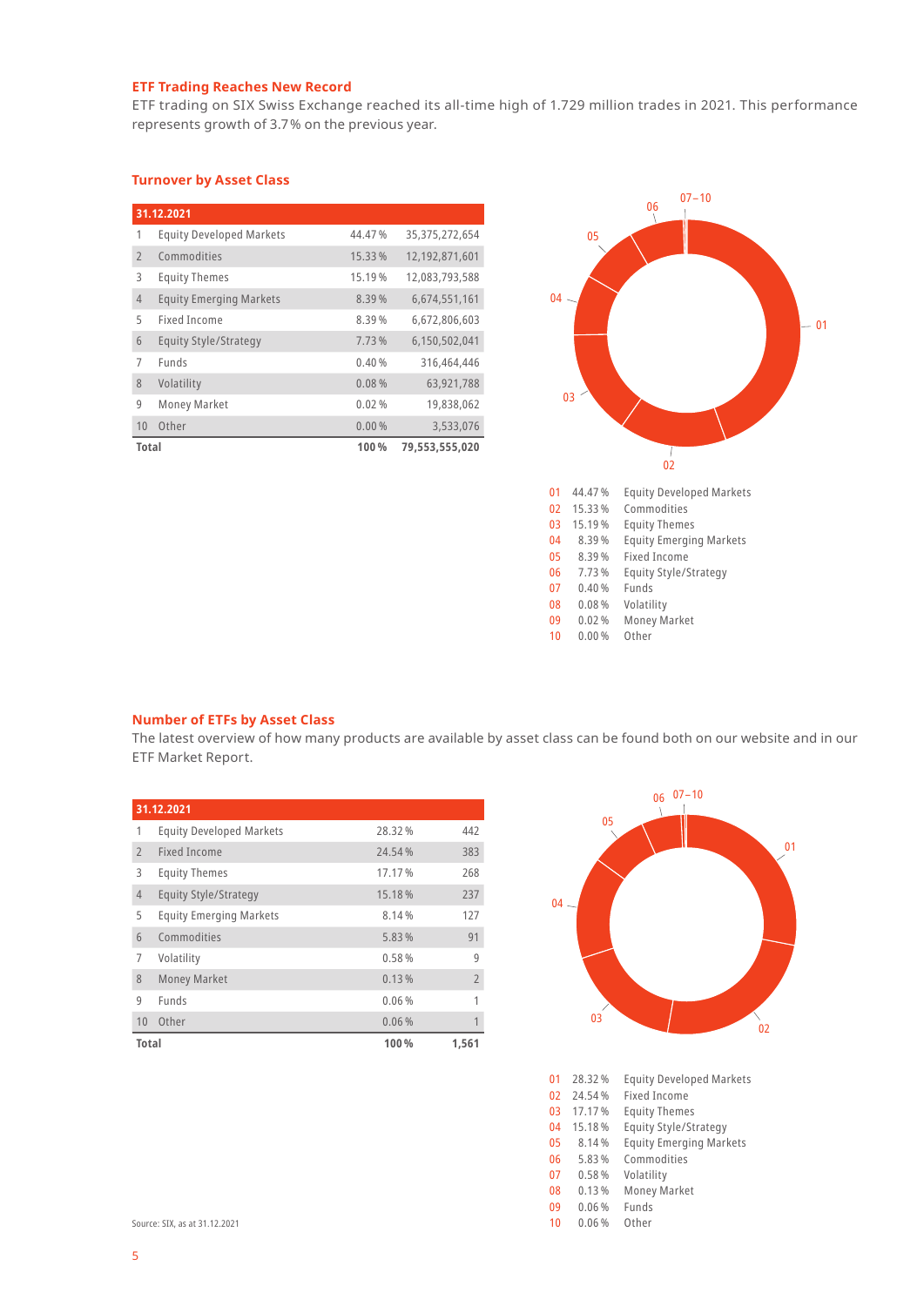## ETF Trading Reaches New Record

ETF trading on SIX Swiss Exchange reached its all-time high of 1.729 million trades in 2021. This performance represents growth of 3.7% on the previous year.

## Turnover by Asset Class

| 31.12.2021 | | | |
|---|---|---|---|
| 1 | Equity Developed Markets | 44.47 % | 35,375,272,654 |
| 2 | Commodities | 15.33 % | 12,192,871,601 |
| 3 | Equity Themes | 15.19 % | 12,083,793,588 |
| 4 | Equity Emerging Markets | 8.39 % | 6,674,551,161 |
| 5 | Fixed Income | 8.39 % | 6,672,806,603 |
| 6 | Equity Style/Strategy | 7.73 % | 6,150,502,041 |
| 7 | Funds | 0.40 % | 316,464,446 |
| 8 | Volatility | 0.08 % | 63,921,788 |
| 9 | Money Market | 0.02 % | 19,838,062 |
| 10 | Other | 0.00 % | 3,533,076 |
| **Total** | | **100 %** | **79,553,555,020** |

01 44.47 % Equity Developed Markets
02 15.33 % Commodities
03 15.19 % Equity Themes
04 8.39 % Equity Emerging Markets
05 8.39 % Fixed Income
06 7.73 % Equity Style/Strategy
07 0.40 % Funds
08 0.08 % Volatility
09 0.02 % Money Market
10 0.00 % Other

## Number of ETFs by Asset Class

The latest overview of how many products are available by asset class can be found both on our website and in our ETF Market Report.

| 31.12.2021 | | | |
|---|---|---|---|
| 1 | Equity Developed Markets | 28.32 % | 442 |
| 2 | Fixed Income | 24.54 % | 383 |
| 3 | Equity Themes | 17.17 % | 268 |
| 4 | Equity Style/Strategy | 15.18 % | 237 |
| 5 | Equity Emerging Markets | 8.14 % | 127 |
| 6 | Commodities | 5.83 % | 91 |
| 7 | Volatility | 0.58 % | 9 |
| 8 | Money Market | 0.13 % | 2 |
| 9 | Funds | 0.06 % | 1 |
| 10 | Other | 0.06 % | 1 |
| **Total** | | **100 %** | **1,561** |

01 28.32 % Equity Developed Markets
02 24.54 % Fixed Income
03 17.17 % Equity Themes
04 15.18 % Equity Style/Strategy
05 8.14 % Equity Emerging Markets
06 5.83 % Commodities
07 0.58 % Volatility
08 0.13 % Money Market
09 0.06 % Funds
10 0.06 % Other

Source: SIX, as at 31.12.2021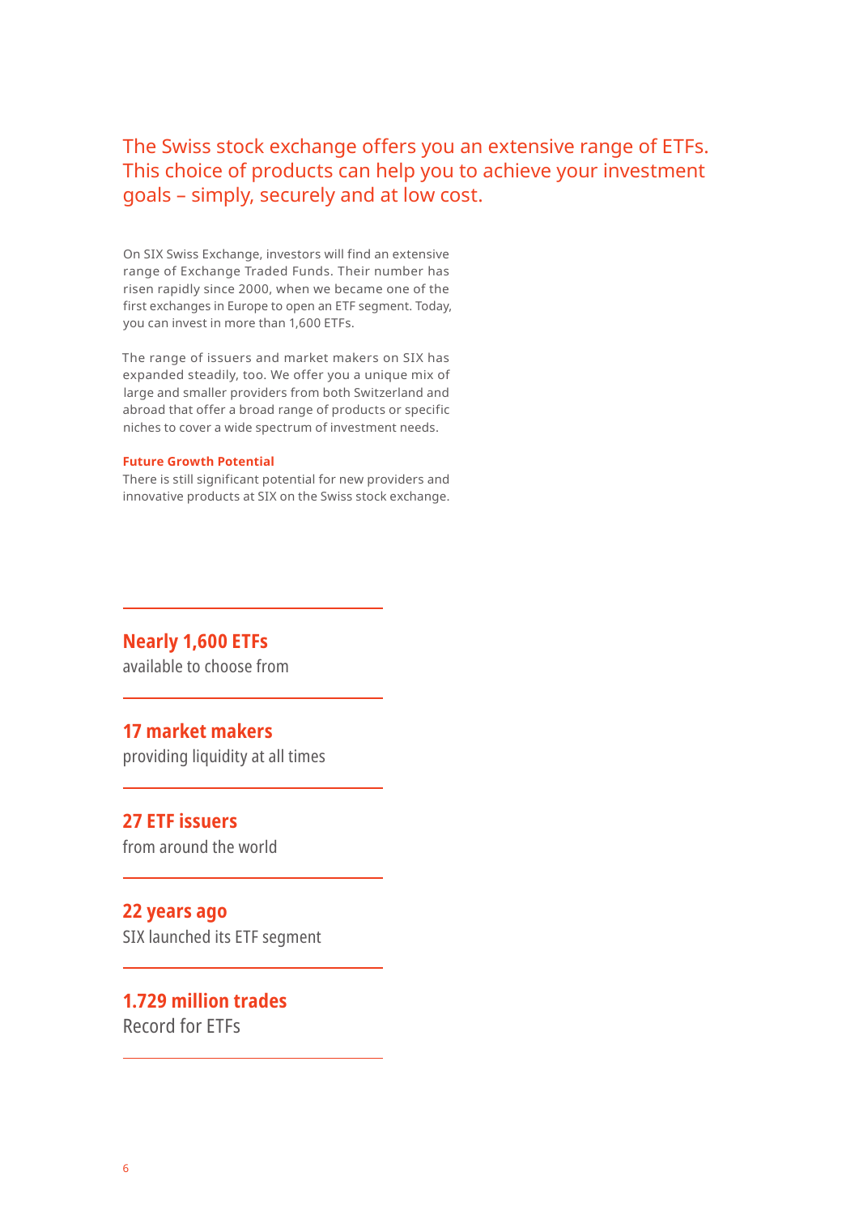The Swiss stock exchange offers you an extensive range of ETFs. This choice of products can help you to achieve your investment goals – simply, securely and at low cost.

On SIX Swiss Exchange, investors will find an extensive range of Exchange Traded Funds. Their number has risen rapidly since 2000, when we became one of the first exchanges in Europe to open an ETF segment. Today, you can invest in more than 1,600 ETFs.

The range of issuers and market makers on SIX has expanded steadily, too. We offer you a unique mix of large and smaller providers from both Switzerland and abroad that offer a broad range of products or specific niches to cover a wide spectrum of investment needs.

**Future Growth Potential**

There is still significant potential for new providers and innovative products at SIX on the Swiss stock exchange.

---

**Nearly 1,600 ETFs**
available to choose from

---

**17 market makers**
providing liquidity at all times

---

**27 ETF issuers**
from around the world

---

**22 years ago**
SIX launched its ETF segment

---

**1.729 million trades**
Record for ETFs

---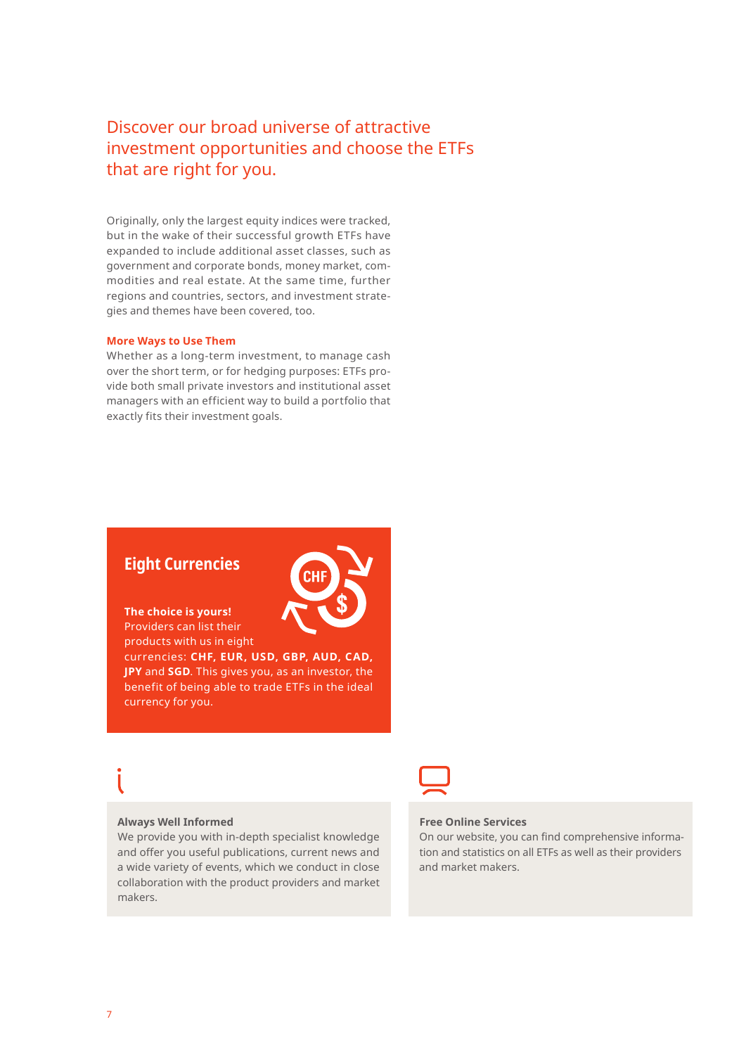## Discover our broad universe of attractive investment opportunities and choose the ETFs that are right for you.

Originally, only the largest equity indices were tracked, but in the wake of their successful growth ETFs have expanded to include additional asset classes, such as government and corporate bonds, money market, commodities and real estate. At the same time, further regions and countries, sectors, and investment strategies and themes have been covered, too.

**More Ways to Use Them**

Whether as a long-term investment, to manage cash over the short term, or for hedging purposes: ETFs provide both small private investors and institutional asset managers with an efficient way to build a portfolio that exactly fits their investment goals.

### Eight Currencies

**The choice is yours!**
Providers can list their products with us in eight currencies: **CHF, EUR, USD, GBP, AUD, CAD, JPY** and **SGD**. This gives you, as an investor, the benefit of being able to trade ETFs in the ideal currency for you.

**Always Well Informed**

We provide you with in-depth specialist knowledge and offer you useful publications, current news and a wide variety of events, which we conduct in close collaboration with the product providers and market makers.

**Free Online Services**

On our website, you can find comprehensive information and statistics on all ETFs as well as their providers and market makers.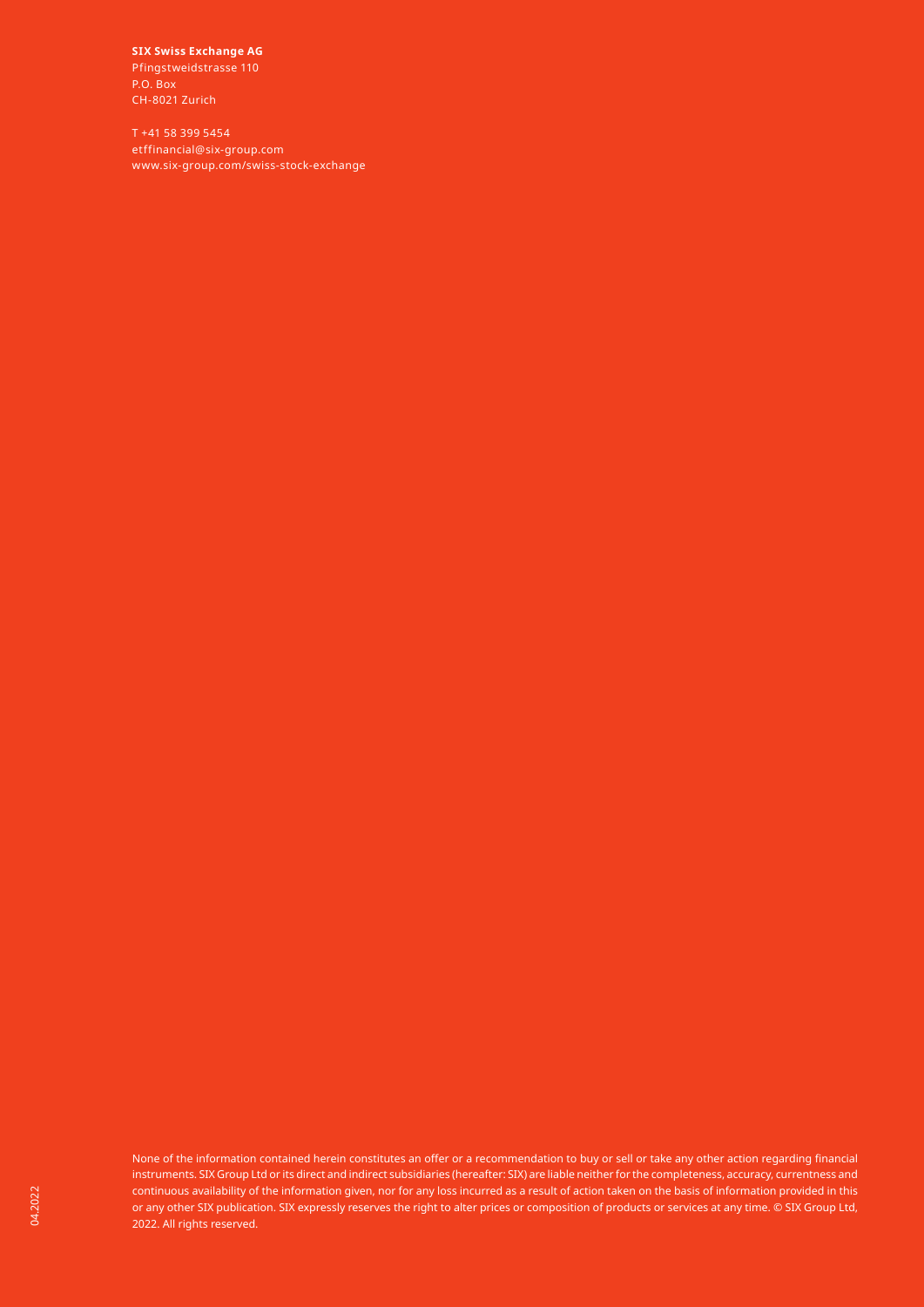**SIX Swiss Exchange AG**
Pfingstweidstrasse 110
P.O. Box
CH-8021 Zurich

T +41 58 399 5454
etffinancial@six-group.com
www.six-group.com/swiss-stock-exchange

None of the information contained herein constitutes an offer or a recommendation to buy or sell or take any other action regarding financial instruments. SIX Group Ltd or its direct and indirect subsidiaries (hereafter: SIX) are liable neither for the completeness, accuracy, currentness and continuous availability of the information given, nor for any loss incurred as a result of action taken on the basis of information provided in this or any other SIX publication. SIX expressly reserves the right to alter prices or composition of products or services at any time. © SIX Group Ltd, 2022. All rights reserved.

04.2022